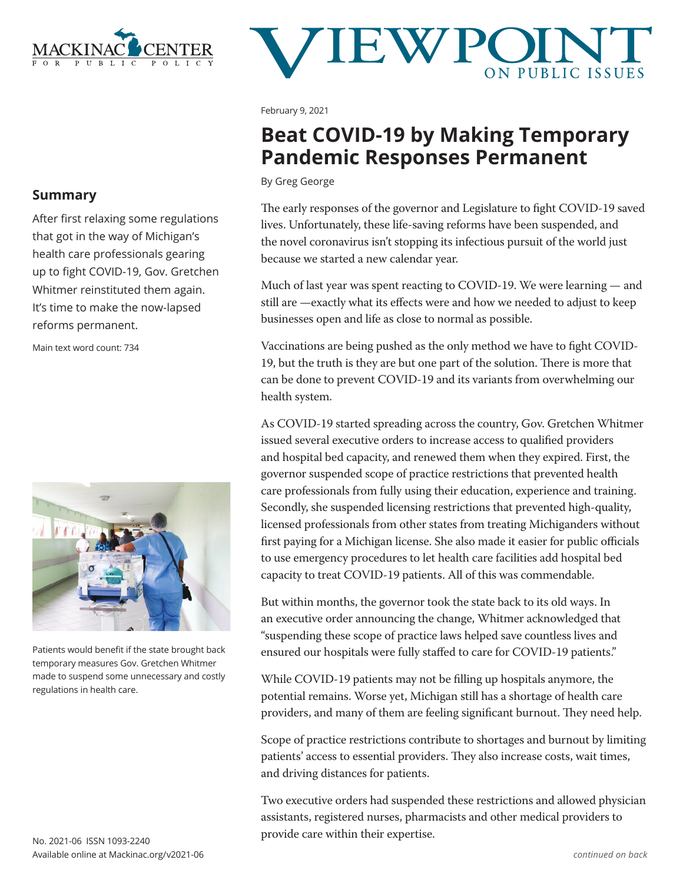MACKINAC CENTER FOR PUBLIC POLICY

# VIEWPOINT ON PUBLIC ISSUES

February 9, 2021

# Beat COVID-19 by Making Temporary Pandemic Responses Permanent

By Greg George

## Summary

After first relaxing some regulations that got in the way of Michigan's health care professionals gearing up to fight COVID-19, Gov. Gretchen Whitmer reinstituted them again. It's time to make the now-lapsed reforms permanent.

Main text word count: 734

Patients would benefit if the state brought back temporary measures Gov. Gretchen Whitmer made to suspend some unnecessary and costly regulations in health care.

The early responses of the governor and Legislature to fight COVID-19 saved lives. Unfortunately, these life-saving reforms have been suspended, and the novel coronavirus isn't stopping its infectious pursuit of the world just because we started a new calendar year.

Much of last year was spent reacting to COVID-19. We were learning — and still are —exactly what its effects were and how we needed to adjust to keep businesses open and life as close to normal as possible.

Vaccinations are being pushed as the only method we have to fight COVID-19, but the truth is they are but one part of the solution. There is more that can be done to prevent COVID-19 and its variants from overwhelming our health system.

As COVID-19 started spreading across the country, Gov. Gretchen Whitmer issued several executive orders to increase access to qualified providers and hospital bed capacity, and renewed them when they expired. First, the governor suspended scope of practice restrictions that prevented health care professionals from fully using their education, experience and training. Secondly, she suspended licensing restrictions that prevented high-quality, licensed professionals from other states from treating Michiganders without first paying for a Michigan license. She also made it easier for public officials to use emergency procedures to let health care facilities add hospital bed capacity to treat COVID-19 patients. All of this was commendable.

But within months, the governor took the state back to its old ways. In an executive order announcing the change, Whitmer acknowledged that "suspending these scope of practice laws helped save countless lives and ensured our hospitals were fully staffed to care for COVID-19 patients."

While COVID-19 patients may not be filling up hospitals anymore, the potential remains. Worse yet, Michigan still has a shortage of health care providers, and many of them are feeling significant burnout. They need help.

Scope of practice restrictions contribute to shortages and burnout by limiting patients' access to essential providers. They also increase costs, wait times, and driving distances for patients.

Two executive orders had suspended these restrictions and allowed physician assistants, registered nurses, pharmacists and other medical providers to provide care within their expertise.

*continued on back*

No. 2021-06 ISSN 1093-2240
Available online at Mackinac.org/v2021-06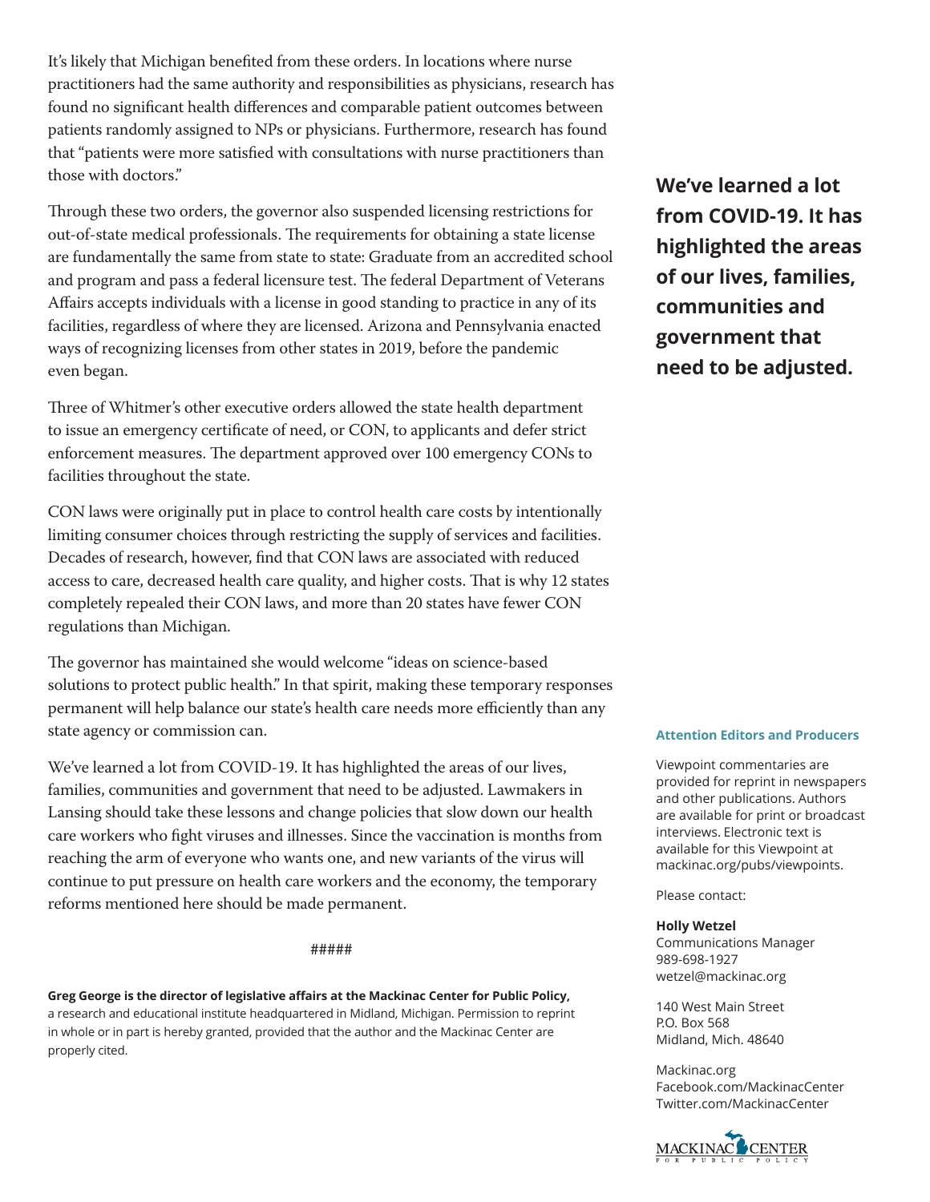It's likely that Michigan benefited from these orders. In locations where nurse practitioners had the same authority and responsibilities as physicians, research has found no significant health differences and comparable patient outcomes between patients randomly assigned to NPs or physicians. Furthermore, research has found that "patients were more satisfied with consultations with nurse practitioners than those with doctors."

Through these two orders, the governor also suspended licensing restrictions for out-of-state medical professionals. The requirements for obtaining a state license are fundamentally the same from state to state: Graduate from an accredited school and program and pass a federal licensure test. The federal Department of Veterans Affairs accepts individuals with a license in good standing to practice in any of its facilities, regardless of where they are licensed. Arizona and Pennsylvania enacted ways of recognizing licenses from other states in 2019, before the pandemic even began.

Three of Whitmer's other executive orders allowed the state health department to issue an emergency certificate of need, or CON, to applicants and defer strict enforcement measures. The department approved over 100 emergency CONs to facilities throughout the state.

CON laws were originally put in place to control health care costs by intentionally limiting consumer choices through restricting the supply of services and facilities. Decades of research, however, find that CON laws are associated with reduced access to care, decreased health care quality, and higher costs. That is why 12 states completely repealed their CON laws, and more than 20 states have fewer CON regulations than Michigan.

The governor has maintained she would welcome "ideas on science-based solutions to protect public health." In that spirit, making these temporary responses permanent will help balance our state's health care needs more efficiently than any state agency or commission can.

We've learned a lot from COVID-19. It has highlighted the areas of our lives, families, communities and government that need to be adjusted. Lawmakers in Lansing should take these lessons and change policies that slow down our health care workers who fight viruses and illnesses. Since the vaccination is months from reaching the arm of everyone who wants one, and new variants of the virus will continue to put pressure on health care workers and the economy, the temporary reforms mentioned here should be made permanent.

**We've learned a lot from COVID-19. It has highlighted the areas of our lives, families, communities and government that need to be adjusted.**

#####

**Greg George is the director of legislative affairs at the Mackinac Center for Public Policy,** a research and educational institute headquartered in Midland, Michigan. Permission to reprint in whole or in part is hereby granted, provided that the author and the Mackinac Center are properly cited.

**Attention Editors and Producers**

Viewpoint commentaries are provided for reprint in newspapers and other publications. Authors are available for print or broadcast interviews. Electronic text is available for this Viewpoint at mackinac.org/pubs/viewpoints.

Please contact:

**Holly Wetzel**
Communications Manager
989-698-1927
wetzel@mackinac.org

140 West Main Street
P.O. Box 568
Midland, Mich. 48640

Mackinac.org
Facebook.com/MackinacCenter
Twitter.com/MackinacCenter

MACKINAC CENTER FOR PUBLIC POLICY